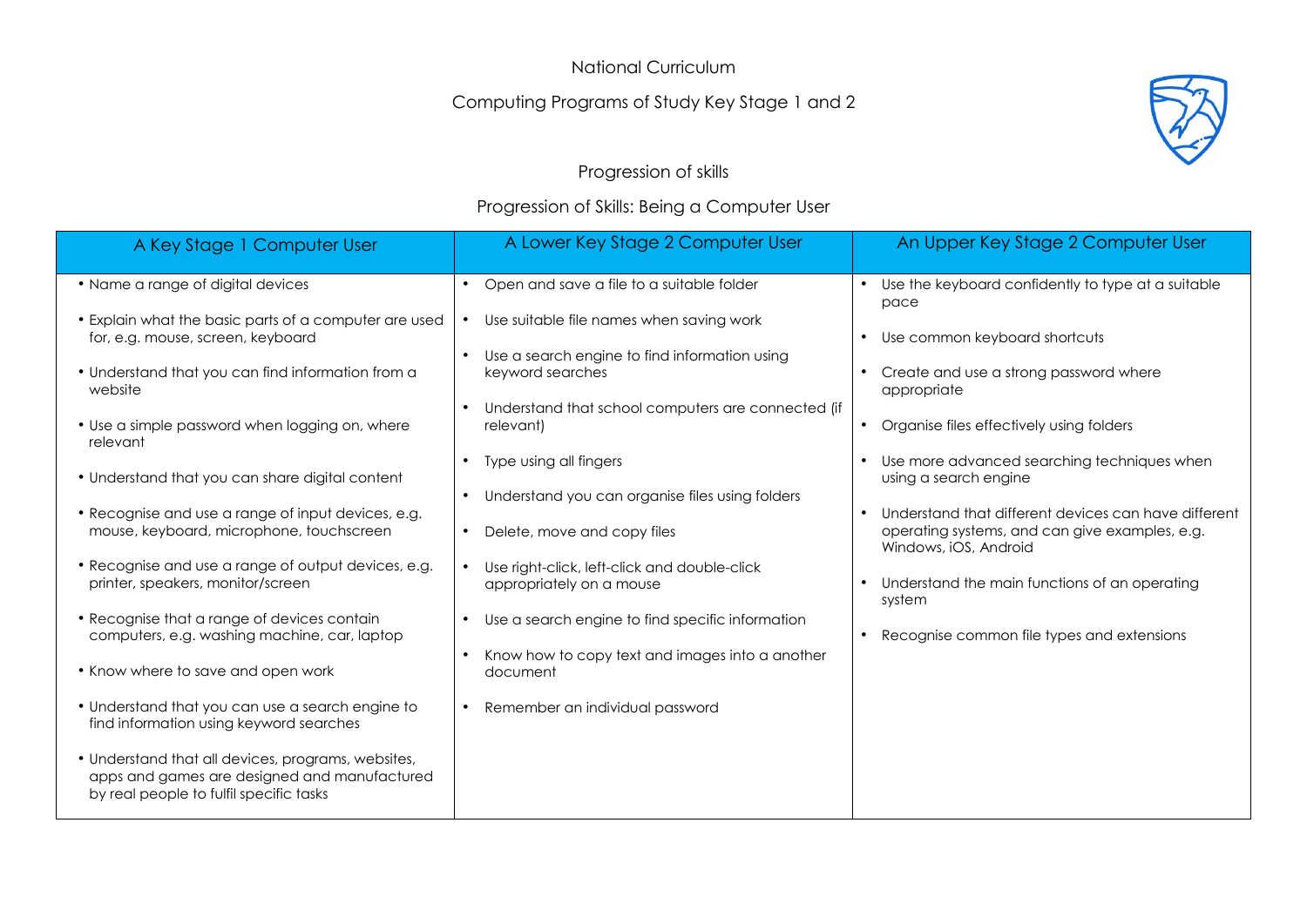National Curriculum

Computing Programs of Study Key Stage 1 and 2

Progression of skills

Progression of Skills: Being a Computer User

| A Key Stage 1 Computer User | A Lower Key Stage 2 Computer User | An Upper Key Stage 2 Computer User |
| --- | --- | --- |
| • Name a range of digital devices<br><br>• Explain what the basic parts of a computer are used for, e.g. mouse, screen, keyboard<br><br>• Understand that you can find information from a website<br><br>• Use a simple password when logging on, where relevant<br><br>• Understand that you can share digital content<br><br>• Recognise and use a range of input devices, e.g. mouse, keyboard, microphone, touchscreen<br><br>• Recognise and use a range of output devices, e.g. printer, speakers, monitor/screen<br><br>• Recognise that a range of devices contain computers, e.g. washing machine, car, laptop<br><br>• Know where to save and open work<br><br>• Understand that you can use a search engine to find information using keyword searches<br><br>• Understand that all devices, programs, websites, apps and games are designed and manufactured by real people to fulfil specific tasks | • Open and save a file to a suitable folder<br><br>• Use suitable file names when saving work<br><br>• Use a search engine to find information using keyword searches<br><br>• Understand that school computers are connected (if relevant)<br><br>• Type using all fingers<br><br>• Understand you can organise files using folders<br><br>• Delete, move and copy files<br><br>• Use right-click, left-click and double-click appropriately on a mouse<br><br>• Use a search engine to find specific information<br><br>• Know how to copy text and images into a another document<br><br>• Remember an individual password | • Use the keyboard confidently to type at a suitable pace<br><br>• Use common keyboard shortcuts<br><br>• Create and use a strong password where appropriate<br><br>• Organise files effectively using folders<br><br>• Use more advanced searching techniques when using a search engine<br><br>• Understand that different devices can have different operating systems, and can give examples, e.g. Windows, iOS, Android<br><br>• Understand the main functions of an operating system<br><br>• Recognise common file types and extensions |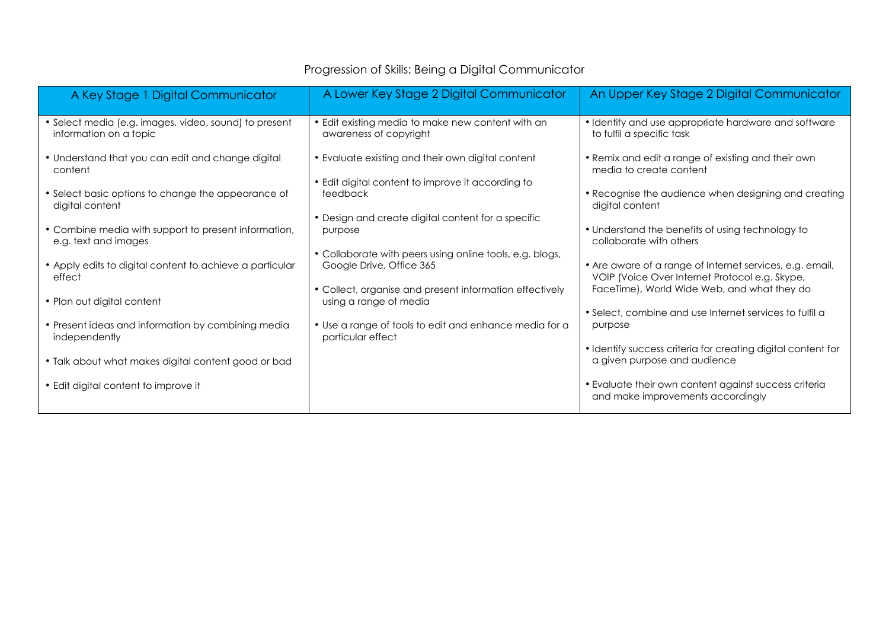# Progression of Skills: Being a Digital Communicator

| A Key Stage 1 Digital Communicator | A Lower Key Stage 2 Digital Communicator | An Upper Key Stage 2 Digital Communicator |
|---|---|---|
| • Select media (e.g. images, video, sound) to present information on a topic<br><br>• Understand that you can edit and change digital content<br><br>• Select basic options to change the appearance of digital content<br><br>• Combine media with support to present information, e.g. text and images<br><br>• Apply edits to digital content to achieve a particular effect<br><br>• Plan out digital content<br><br>• Present ideas and information by combining media independently<br><br>• Talk about what makes digital content good or bad<br><br>• Edit digital content to improve it | • Edit existing media to make new content with an awareness of copyright<br><br>• Evaluate existing and their own digital content<br><br>• Edit digital content to improve it according to feedback<br><br>• Design and create digital content for a specific purpose<br><br>• Collaborate with peers using online tools, e.g. blogs, Google Drive, Office 365<br><br>• Collect, organise and present information effectively using a range of media<br><br>• Use a range of tools to edit and enhance media for a particular effect | • Identify and use appropriate hardware and software to fulfil a specific task<br><br>• Remix and edit a range of existing and their own media to create content<br><br>• Recognise the audience when designing and creating digital content<br><br>• Understand the benefits of using technology to collaborate with others<br><br>• Are aware of a range of Internet services, e.g. email, VOIP (Voice Over Internet Protocol e.g. Skype, FaceTime), World Wide Web, and what they do<br><br>• Select, combine and use Internet services to fulfil a purpose<br><br>• Identify success criteria for creating digital content for a given purpose and audience<br><br>• Evaluate their own content against success criteria and make improvements accordingly |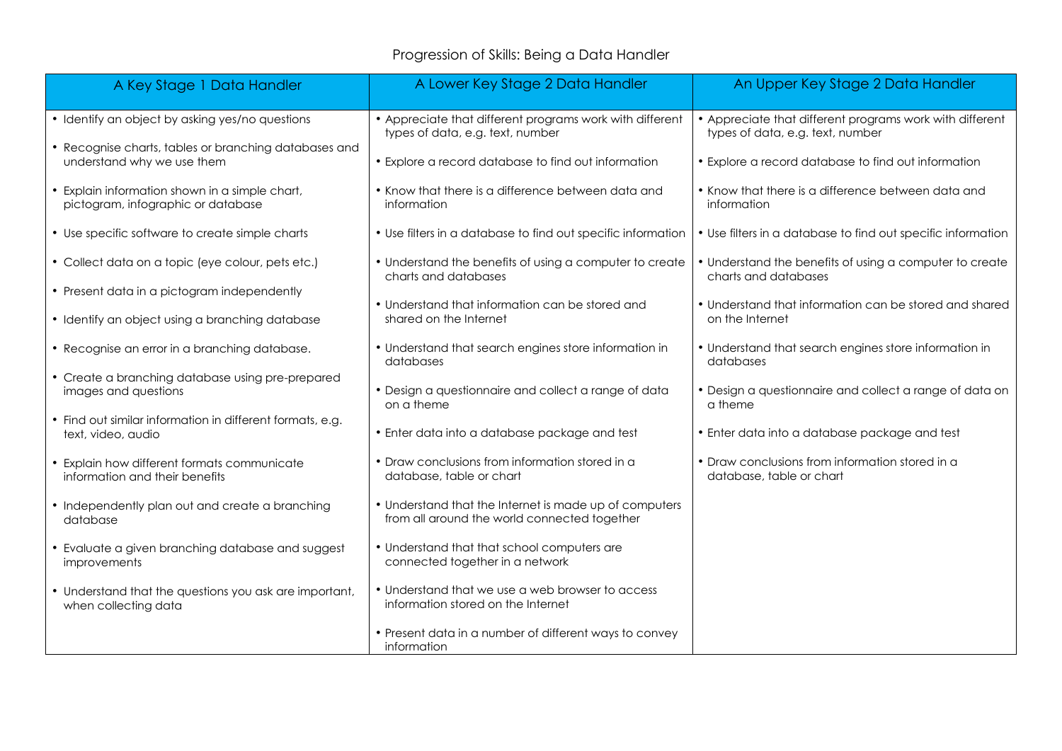# Progression of Skills: Being a Data Handler

| A Key Stage 1 Data Handler | A Lower Key Stage 2 Data Handler | An Upper Key Stage 2 Data Handler |
| --- | --- | --- |
| • Identify an object by asking yes/no questions<br>• Recognise charts, tables or branching databases and understand why we use them<br>• Explain information shown in a simple chart, pictogram, infographic or database<br>• Use specific software to create simple charts<br>• Collect data on a topic (eye colour, pets etc.)<br>• Present data in a pictogram independently<br>• Identify an object using a branching database<br>• Recognise an error in a branching database.<br>• Create a branching database using pre-prepared images and questions<br>• Find out similar information in different formats, e.g. text, video, audio<br>• Explain how different formats communicate information and their benefits<br>• Independently plan out and create a branching database<br>• Evaluate a given branching database and suggest improvements<br>• Understand that the questions you ask are important, when collecting data | • Appreciate that different programs work with different types of data, e.g. text, number<br>• Explore a record database to find out information<br>• Know that there is a difference between data and information<br>• Use filters in a database to find out specific information<br>• Understand the benefits of using a computer to create charts and databases<br>• Understand that information can be stored and shared on the Internet<br>• Understand that search engines store information in databases<br>• Design a questionnaire and collect a range of data on a theme<br>• Enter data into a database package and test<br>• Draw conclusions from information stored in a database, table or chart<br>• Understand that the Internet is made up of computers from all around the world connected together<br>• Understand that that school computers are connected together in a network<br>• Understand that we use a web browser to access information stored on the Internet<br>• Present data in a number of different ways to convey information | • Appreciate that different programs work with different types of data, e.g. text, number<br>• Explore a record database to find out information<br>• Know that there is a difference between data and information<br>• Use filters in a database to find out specific information<br>• Understand the benefits of using a computer to create charts and databases<br>• Understand that information can be stored and shared on the Internet<br>• Understand that search engines store information in databases<br>• Design a questionnaire and collect a range of data on a theme<br>• Enter data into a database package and test<br>• Draw conclusions from information stored in a database, table or chart |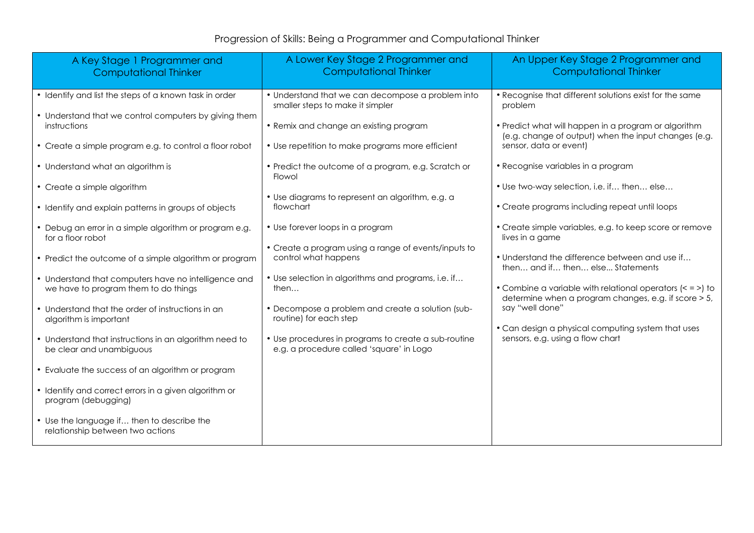# Progression of Skills: Being a Programmer and Computational Thinker

| A Key Stage 1 Programmer and Computational Thinker | A Lower Key Stage 2 Programmer and Computational Thinker | An Upper Key Stage 2 Programmer and Computational Thinker |
|---|---|---|
| • Identify and list the steps of a known task in order<br><br>• Understand that we control computers by giving them instructions<br><br>• Create a simple program e.g. to control a floor robot<br><br>• Understand what an algorithm is<br><br>• Create a simple algorithm<br><br>• Identify and explain patterns in groups of objects<br><br>• Debug an error in a simple algorithm or program e.g. for a floor robot<br><br>• Predict the outcome of a simple algorithm or program<br><br>• Understand that computers have no intelligence and we have to program them to do things<br><br>• Understand that the order of instructions in an algorithm is important<br><br>• Understand that instructions in an algorithm need to be clear and unambiguous<br><br>• Evaluate the success of an algorithm or program<br><br>• Identify and correct errors in a given algorithm or program (debugging)<br><br>• Use the language if… then to describe the relationship between two actions | • Understand that we can decompose a problem into smaller steps to make it simpler<br><br>• Remix and change an existing program<br><br>• Use repetition to make programs more efficient<br><br>• Predict the outcome of a program, e.g. Scratch or Flowol<br><br>• Use diagrams to represent an algorithm, e.g. a flowchart<br><br>• Use forever loops in a program<br><br>• Create a program using a range of events/inputs to control what happens<br><br>• Use selection in algorithms and programs, i.e. if… then…<br><br>• Decompose a problem and create a solution (sub-routine) for each step<br><br>• Use procedures in programs to create a sub-routine e.g. a procedure called 'square' in Logo | • Recognise that different solutions exist for the same problem<br><br>• Predict what will happen in a program or algorithm (e.g. change of output) when the input changes (e.g. sensor, data or event)<br><br>• Recognise variables in a program<br><br>• Use two-way selection, i.e. if… then… else…<br><br>• Create programs including repeat until loops<br><br>• Create simple variables, e.g. to keep score or remove lives in a game<br><br>• Understand the difference between and use if… then… and if… then… else... Statements<br><br>• Combine a variable with relational operators (< = >) to determine when a program changes, e.g. if score > 5, say "well done"<br><br>• Can design a physical computing system that uses sensors, e.g. using a flow chart |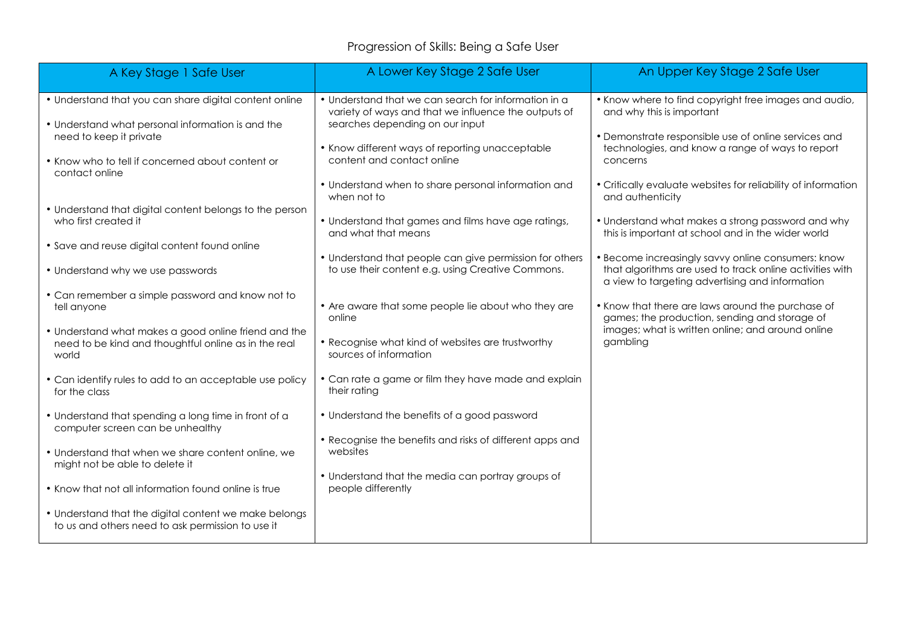# Progression of Skills: Being a Safe User

| A Key Stage 1 Safe User | A Lower Key Stage 2 Safe User | An Upper Key Stage 2 Safe User |
|---|---|---|
| • Understand that you can share digital content online<br>• Understand what personal information is and the need to keep it private<br>• Know who to tell if concerned about content or contact online<br>• Understand that digital content belongs to the person who first created it<br>• Save and reuse digital content found online<br>• Understand why we use passwords<br>• Can remember a simple password and know not to tell anyone<br>• Understand what makes a good online friend and the need to be kind and thoughtful online as in the real world<br>• Can identify rules to add to an acceptable use policy for the class<br>• Understand that spending a long time in front of a computer screen can be unhealthy<br>• Understand that when we share content online, we might not be able to delete it<br>• Know that not all information found online is true<br>• Understand that the digital content we make belongs to us and others need to ask permission to use it | • Understand that we can search for information in a variety of ways and that we influence the outputs of searches depending on our input<br>• Know different ways of reporting unacceptable content and contact online<br>• Understand when to share personal information and when not to<br>• Understand that games and films have age ratings, and what that means<br>• Understand that people can give permission for others to use their content e.g. using Creative Commons.<br>• Are aware that some people lie about who they are online<br>• Recognise what kind of websites are trustworthy sources of information<br>• Can rate a game or film they have made and explain their rating<br>• Understand the benefits of a good password<br>• Recognise the benefits and risks of different apps and websites<br>• Understand that the media can portray groups of people differently | • Know where to find copyright free images and audio, and why this is important<br>• Demonstrate responsible use of online services and technologies, and know a range of ways to report concerns<br>• Critically evaluate websites for reliability of information and authenticity<br>• Understand what makes a strong password and why this is important at school and in the wider world<br>• Become increasingly savvy online consumers: know that algorithms are used to track online activities with a view to targeting advertising and information<br>• Know that there are laws around the purchase of games; the production, sending and storage of images; what is written online; and around online gambling |